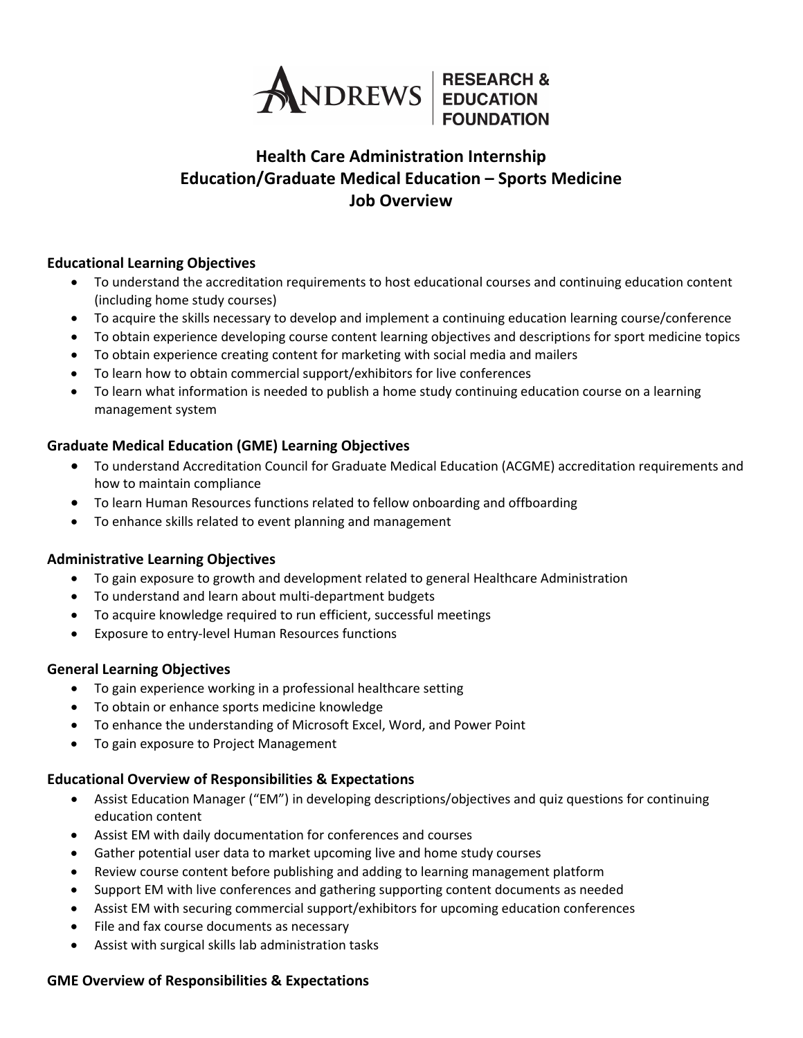ANDREWS | RESEARCH & EDUCATION FOUNDATION

# Health Care Administration Internship
# Education/Graduate Medical Education – Sports Medicine
# Job Overview

### Educational Learning Objectives

- To understand the accreditation requirements to host educational courses and continuing education content (including home study courses)
- To acquire the skills necessary to develop and implement a continuing education learning course/conference
- To obtain experience developing course content learning objectives and descriptions for sport medicine topics
- To obtain experience creating content for marketing with social media and mailers
- To learn how to obtain commercial support/exhibitors for live conferences
- To learn what information is needed to publish a home study continuing education course on a learning management system

### Graduate Medical Education (GME) Learning Objectives

- To understand Accreditation Council for Graduate Medical Education (ACGME) accreditation requirements and how to maintain compliance
- To learn Human Resources functions related to fellow onboarding and offboarding
- To enhance skills related to event planning and management

### Administrative Learning Objectives

- To gain exposure to growth and development related to general Healthcare Administration
- To understand and learn about multi-department budgets
- To acquire knowledge required to run efficient, successful meetings
- Exposure to entry-level Human Resources functions

### General Learning Objectives

- To gain experience working in a professional healthcare setting
- To obtain or enhance sports medicine knowledge
- To enhance the understanding of Microsoft Excel, Word, and Power Point
- To gain exposure to Project Management

### Educational Overview of Responsibilities & Expectations

- Assist Education Manager ("EM") in developing descriptions/objectives and quiz questions for continuing education content
- Assist EM with daily documentation for conferences and courses
- Gather potential user data to market upcoming live and home study courses
- Review course content before publishing and adding to learning management platform
- Support EM with live conferences and gathering supporting content documents as needed
- Assist EM with securing commercial support/exhibitors for upcoming education conferences
- File and fax course documents as necessary
- Assist with surgical skills lab administration tasks

### GME Overview of Responsibilities & Expectations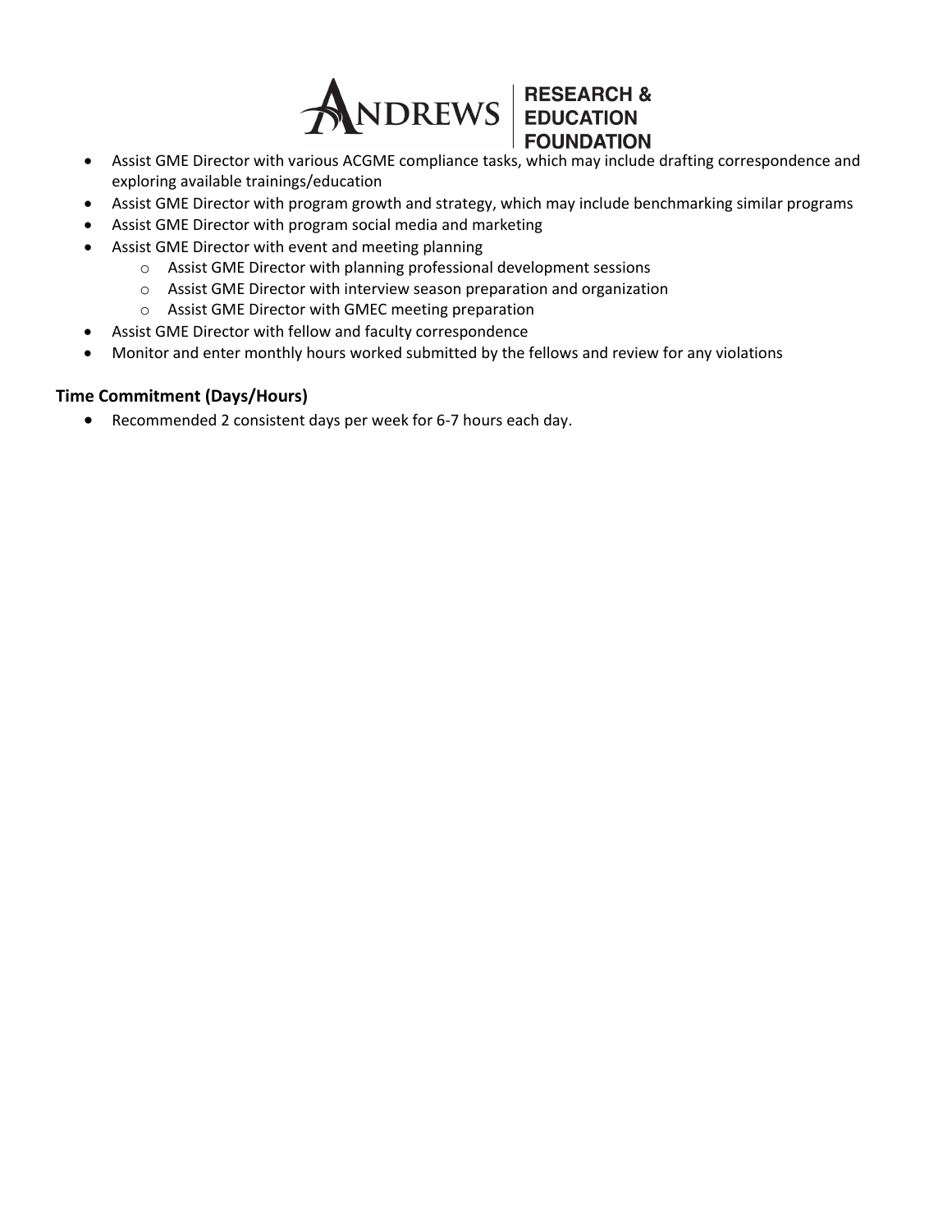- Assist GME Director with various ACGME compliance tasks, which may include drafting correspondence and exploring available trainings/education
- Assist GME Director with program growth and strategy, which may include benchmarking similar programs
- Assist GME Director with program social media and marketing
- Assist GME Director with event and meeting planning
    - Assist GME Director with planning professional development sessions
    - Assist GME Director with interview season preparation and organization
    - Assist GME Director with GMEC meeting preparation
- Assist GME Director with fellow and faculty correspondence
- Monitor and enter monthly hours worked submitted by the fellows and review for any violations

**Time Commitment (Days/Hours)**

- Recommended 2 consistent days per week for 6-7 hours each day.